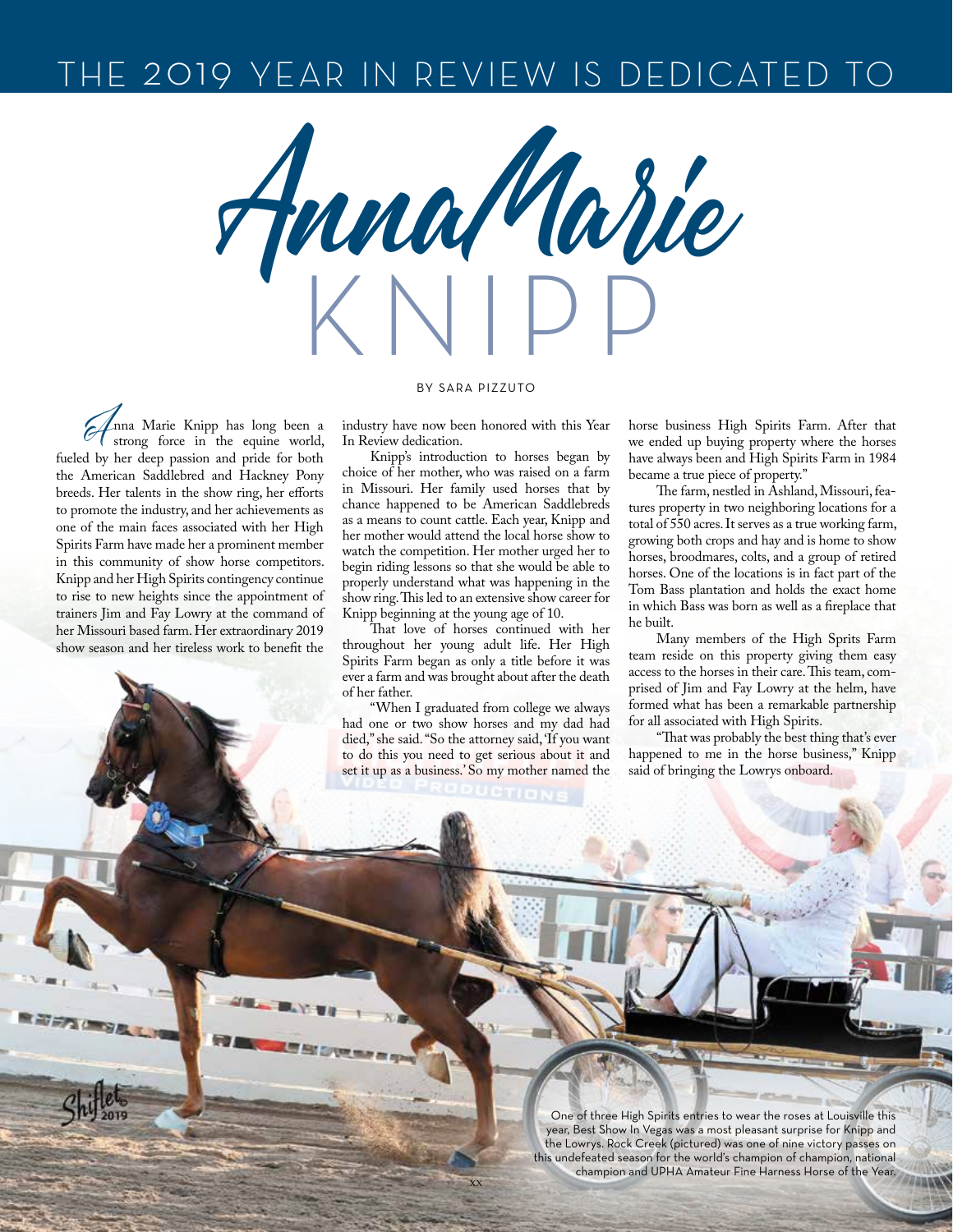# THE 2019 YEAR IN REVIEW IS DEDICATED TO

# AnnaMarie KNIPP

BY SARA PIZZUTO

Anna Marie Knipp has long been a strong force in the equine world, fueled by her deep passion and pride for both the American Saddlebred and Hackney Pony breeds. Her talents in the show ring, her efforts to promote the industry, and her achievements as one of the main faces associated with her High Spirits Farm have made her a prominent member in this community of show horse competitors. Knipp and her High Spirits contingency continue to rise to new heights since the appointment of trainers Jim and Fay Lowry at the command of her Missouri based farm. Her extraordinary 2019 show season and her tireless work to benefit the industry have now been honored with this Year In Review dedication.

Knipp's introduction to horses began by choice of her mother, who was raised on a farm in Missouri. Her family used horses that by chance happened to be American Saddlebreds as a means to count cattle. Each year, Knipp and her mother would attend the local horse show to watch the competition. Her mother urged her to begin riding lessons so that she would be able to properly understand what was happening in the show ring. This led to an extensive show career for Knipp beginning at the young age of 10.

That love of horses continued with her throughout her young adult life. Her High Spirits Farm began as only a title before it was ever a farm and was brought about after the death of her father.

"When I graduated from college we always had one or two show horses and my dad had died," she said. "So the attorney said, 'If you want to do this you need to get serious about it and set it up as a business.' So my mother named the horse business High Spirits Farm. After that we ended up buying property where the horses have always been and High Spirits Farm in 1984 became a true piece of property."

The farm, nestled in Ashland, Missouri, features property in two neighboring locations for a total of 550 acres. It serves as a true working farm, growing both crops and hay and is home to show horses, broodmares, colts, and a group of retired horses. One of the locations is in fact part of the Tom Bass plantation and holds the exact home in which Bass was born as well as a fireplace that he built.

Many members of the High Sprits Farm team reside on this property giving them easy access to the horses in their care. This team, comprised of Jim and Fay Lowry at the helm, have formed what has been a remarkable partnership for all associated with High Spirits.

"That was probably the best thing that's ever happened to me in the horse business," Knipp said of bringing the Lowrys onboard.

One of three High Spirits entries to wear the roses at Louisville this year, Best Show In Vegas was a most pleasant surprise for Knipp and the Lowrys. Rock Creek (pictured) was one of nine victory passes on this undefeated season for the world's champion of champion, national champion and UPHA Amateur Fine Harness Horse of the Year.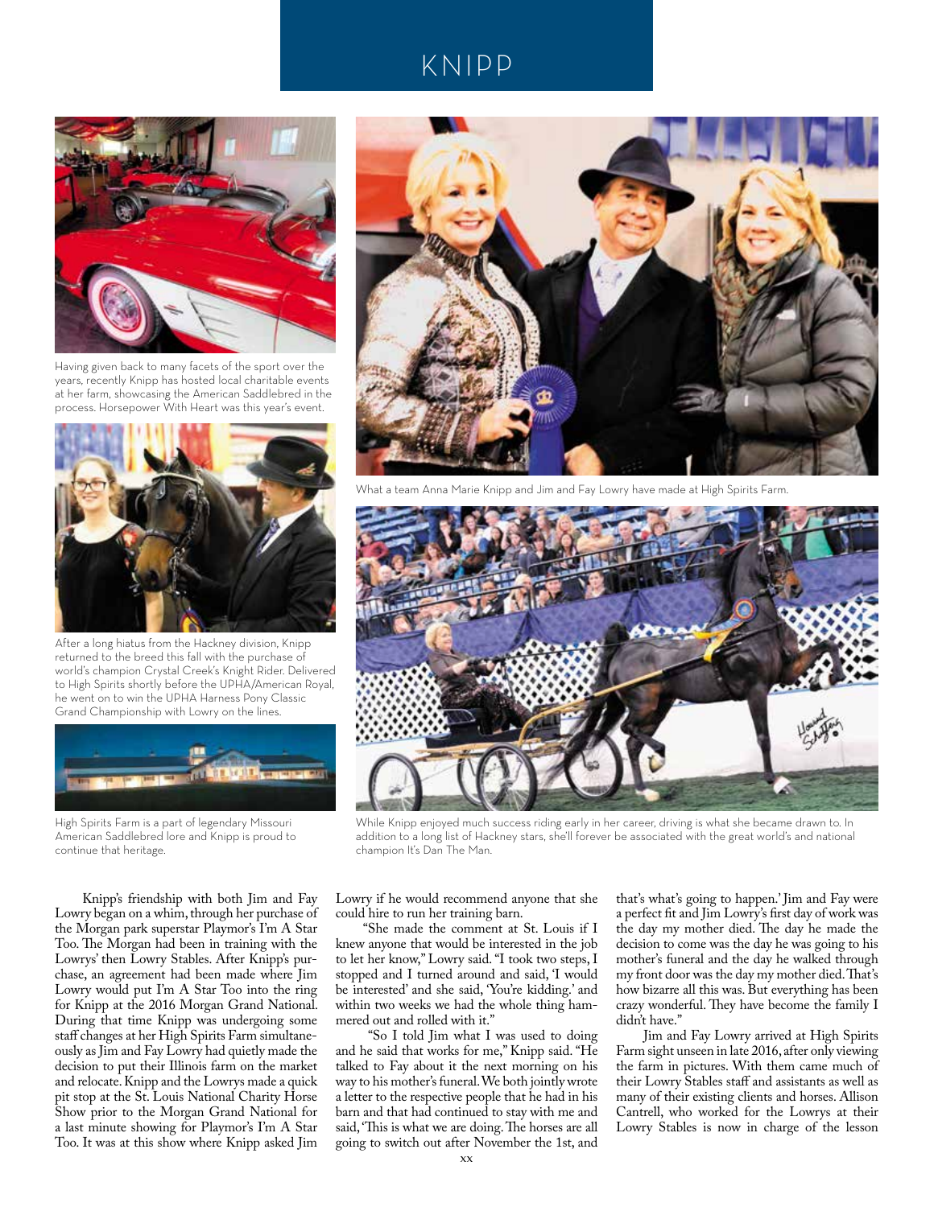Having given back to many facets of the sport over the years, recently Knipp has hosted local charitable events at her farm, showcasing the American Saddlebred in the process. Horsepower With Heart was this year's event.

After a long hiatus from the Hackney division, Knipp returned to the breed this fall with the purchase of world's champion Crystal Creek's Knight Rider. Delivered to High Spirits shortly before the UPHA/American Royal, he went on to win the UPHA Harness Pony Classic Grand Championship with Lowry on the lines.

High Spirits Farm is a part of legendary Missouri American Saddlebred lore and Knipp is proud to continue that heritage.

What a team Anna Marie Knipp and Jim and Fay Lowry have made at High Spirits Farm.

While Knipp enjoyed much success riding early in her career, driving is what she became drawn to. In addition to a long list of Hackney stars, she'll forever be associated with the great world's and national champion It's Dan The Man.

Knipp's friendship with both Jim and Fay Lowry began on a whim, through her purchase of the Morgan park superstar Playmor's I'm A Star Too. The Morgan had been in training with the Lowrys' then Lowry Stables. After Knipp's purchase, an agreement had been made where Jim Lowry would put I'm A Star Too into the ring for Knipp at the 2016 Morgan Grand National. During that time Knipp was undergoing some staff changes at her High Spirits Farm simultaneously as Jim and Fay Lowry had quietly made the decision to put their Illinois farm on the market and relocate. Knipp and the Lowrys made a quick pit stop at the St. Louis National Charity Horse Show prior to the Morgan Grand National for a last minute showing for Playmor's I'm A Star Too. It was at this show where Knipp asked Jim Lowry if he would recommend anyone that she could hire to run her training barn.

"She made the comment at St. Louis if I knew anyone that would be interested in the job to let her know," Lowry said. "I took two steps, I stopped and I turned around and said, 'I would be interested' and she said, 'You're kidding.' and within two weeks we had the whole thing hammered out and rolled with it."

"So I told Jim what I was used to doing and he said that works for me," Knipp said. "He talked to Fay about it the next morning on his way to his mother's funeral. We both jointly wrote a letter to the respective people that he had in his barn and that had continued to stay with me and said, 'This is what we are doing. The horses are all going to switch out after November the 1st, and that's what's going to happen.' Jim and Fay were a perfect fit and Jim Lowry's first day of work was the day my mother died. The day he made the decision to come was the day he was going to his mother's funeral and the day he walked through my front door was the day my mother died. That's how bizarre all this was. But everything has been crazy wonderful. They have become the family I didn't have."

Jim and Fay Lowry arrived at High Spirits Farm sight unseen in late 2016, after only viewing the farm in pictures. With them came much of their Lowry Stables staff and assistants as well as many of their existing clients and horses. Allison Cantrell, who worked for the Lowrys at their Lowry Stables is now in charge of the lesson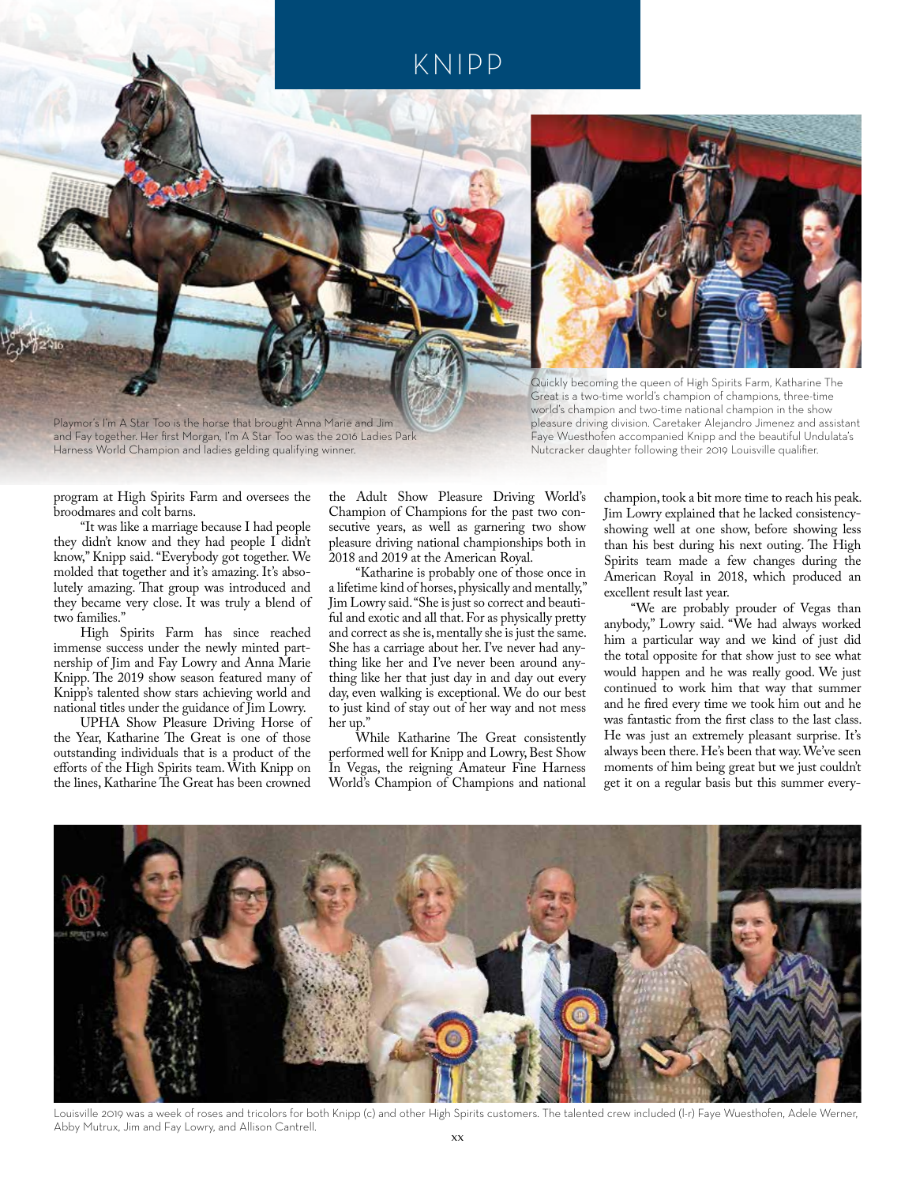Playmor's I'm A Star Too is the horse that brought Anna Marie and Jim and Fay together. Her first Morgan, I'm A Star Too was the 2016 Ladies Park Harness World Champion and ladies gelding qualifying winner.

Quickly becoming the queen of High Spirits Farm, Katharine The Great is a two-time world's champion of champions, three-time world's champion and two-time national champion in the show pleasure driving division. Caretaker Alejandro Jimenez and assistant Faye Wuesthofen accompanied Knipp and the beautiful Undulata's Nutcracker daughter following their 2019 Louisville qualifier.

program at High Spirits Farm and oversees the broodmares and colt barns.

"It was like a marriage because I had people they didn't know and they had people I didn't know," Knipp said. "Everybody got together. We molded that together and it's amazing. It's absolutely amazing. That group was introduced and they became very close. It was truly a blend of two families."

High Spirits Farm has since reached immense success under the newly minted partnership of Jim and Fay Lowry and Anna Marie Knipp. The 2019 show season featured many of Knipp's talented show stars achieving world and national titles under the guidance of Jim Lowry.

UPHA Show Pleasure Driving Horse of the Year, Katharine The Great is one of those outstanding individuals that is a product of the efforts of the High Spirits team. With Knipp on the lines, Katharine The Great has been crowned the Adult Show Pleasure Driving World's Champion of Champions for the past two consecutive years, as well as garnering two show pleasure driving national championships both in 2018 and 2019 at the American Royal.

"Katharine is probably one of those once in a lifetime kind of horses, physically and mentally," Jim Lowry said. "She is just so correct and beautiful and exotic and all that. For as physically pretty and correct as she is, mentally she is just the same. She has a carriage about her. I've never had anything like her and I've never been around anything like her that just day in and day out every day, even walking is exceptional. We do our best to just kind of stay out of her way and not mess her up."

While Katharine The Great consistently performed well for Knipp and Lowry, Best Show In Vegas, the reigning Amateur Fine Harness World's Champion of Champions and national champion, took a bit more time to reach his peak. Jim Lowry explained that he lacked consistency-showing well at one show, before showing less than his best during his next outing. The High Spirits team made a few changes during the American Royal in 2018, which produced an excellent result last year.

"We are probably prouder of Vegas than anybody," Lowry said. "We had always worked him a particular way and we kind of just did the total opposite for that show just to see what would happen and he was really good. We just continued to work him that way that summer and he fired every time we took him out and he was fantastic from the first class to the last class. He was just an extremely pleasant surprise. It's always been there. He's been that way. We've seen moments of him being great but we just couldn't get it on a regular basis but this summer every-

Louisville 2019 was a week of roses and tricolors for both Knipp (c) and other High Spirits customers. The talented crew included (l-r) Faye Wuesthofen, Adele Werner, Abby Mutrux, Jim and Fay Lowry, and Allison Cantrell.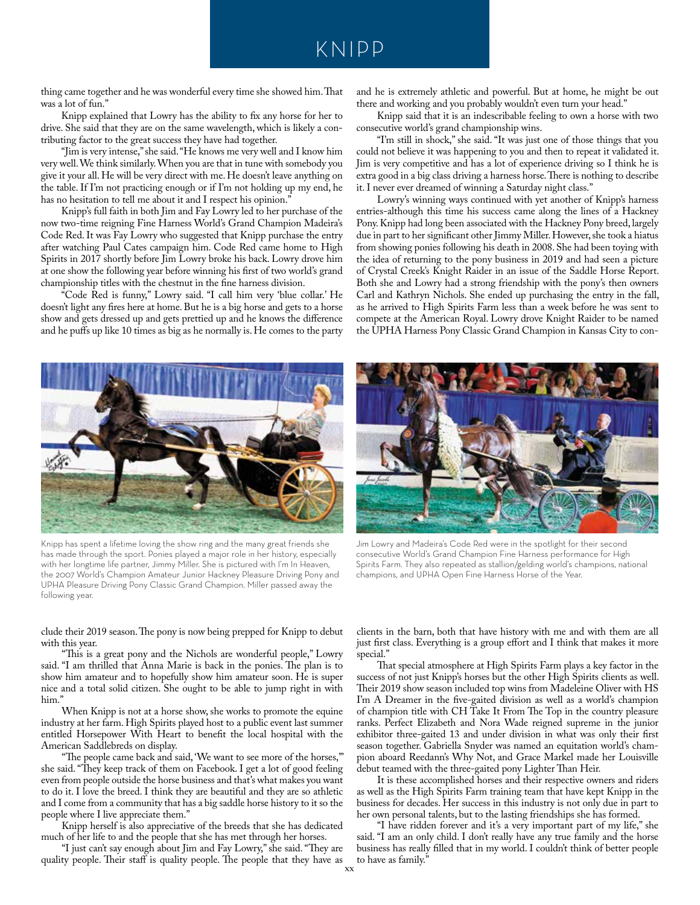thing came together and he was wonderful every time she showed him. That was a lot of fun."

Knipp explained that Lowry has the ability to fix any horse for her to drive. She said that they are on the same wavelength, which is likely a contributing factor to the great success they have had together.

"Jim is very intense," she said. "He knows me very well and I know him very well. We think similarly. When you are that in tune with somebody you give it your all. He will be very direct with me. He doesn't leave anything on the table. If I'm not practicing enough or if I'm not holding up my end, he has no hesitation to tell me about it and I respect his opinion."

Knipp's full faith in both Jim and Fay Lowry led to her purchase of the now two-time reigning Fine Harness World's Grand Champion Madeira's Code Red. It was Fay Lowry who suggested that Knipp purchase the entry after watching Paul Cates campaign him. Code Red came home to High Spirits in 2017 shortly before Jim Lowry broke his back. Lowry drove him at one show the following year before winning his first of two world's grand championship titles with the chestnut in the fine harness division.

"Code Red is funny," Lowry said. "I call him very 'blue collar.' He doesn't light any fires here at home. But he is a big horse and gets to a horse show and gets dressed up and gets prettied up and he knows the difference and he puffs up like 10 times as big as he normally is. He comes to the party and he is extremely athletic and powerful. But at home, he might be out there and working and you probably wouldn't even turn your head."

Knipp said that it is an indescribable feeling to own a horse with two consecutive world's grand championship wins.

"I'm still in shock," she said. "It was just one of those things that you could not believe it was happening to you and then to repeat it validated it. Jim is very competitive and has a lot of experience driving so I think he is extra good in a big class driving a harness horse. There is nothing to describe it. I never ever dreamed of winning a Saturday night class."

Lowry's winning ways continued with yet another of Knipp's harness entries-although this time his success came along the lines of a Hackney Pony. Knipp had long been associated with the Hackney Pony breed, largely due in part to her significant other Jimmy Miller. However, she took a hiatus from showing ponies following his death in 2008. She had been toying with the idea of returning to the pony business in 2019 and had seen a picture of Crystal Creek's Knight Raider in an issue of the Saddle Horse Report. Both she and Lowry had a strong friendship with the pony's then owners Carl and Kathryn Nichols. She ended up purchasing the entry in the fall, as he arrived to High Spirits Farm less than a week before he was sent to compete at the American Royal. Lowry drove Knight Raider to be named the UPHA Harness Pony Classic Grand Champion in Kansas City to conclude their 2019 season. The pony is now being prepped for Knipp to debut with this year.

Knipp has spent a lifetime loving the show ring and the many great friends she has made through the sport. Ponies played a major role in her history, especially with her longtime life partner, Jimmy Miller. She is pictured with I'm In Heaven, the 2007 World's Champion Amateur Junior Hackney Pleasure Driving Pony and UPHA Pleasure Driving Pony Classic Grand Champion. Miller passed away the following year.

Jim Lowry and Madeira's Code Red were in the spotlight for their second consecutive World's Grand Champion Fine Harness performance for High Spirits Farm. They also repeated as stallion/gelding world's champions, national champions, and UPHA Open Fine Harness Horse of the Year.

"This is a great pony and the Nichols are wonderful people," Lowry said. "I am thrilled that Anna Marie is back in the ponies. The plan is to show him amateur and to hopefully show him amateur soon. He is super nice and a total solid citizen. She ought to be able to jump right in with him."

When Knipp is not at a horse show, she works to promote the equine industry at her farm. High Spirits played host to a public event last summer entitled Horsepower With Heart to benefit the local hospital with the American Saddlebreds on display.

"The people came back and said, 'We want to see more of the horses,'" she said. "They keep track of them on Facebook. I get a lot of good feeling even from people outside the horse business and that's what makes you want to do it. I love the breed. I think they are beautiful and they are so athletic and I come from a community that has a big saddle horse history to it so the people where I live appreciate them."

Knipp herself is also appreciative of the breeds that she has dedicated much of her life to and the people that she has met through her horses.

"I just can't say enough about Jim and Fay Lowry," she said. "They are quality people. Their staff is quality people. The people that they have as clients in the barn, both that have history with me and with them are all just first class. Everything is a group effort and I think that makes it more special."

That special atmosphere at High Spirits Farm plays a key factor in the success of not just Knipp's horses but the other High Spirits clients as well. Their 2019 show season included top wins from Madeleine Oliver with HS I'm A Dreamer in the five-gaited division as well as a world's champion of champion title with CH Take It From The Top in the country pleasure ranks. Perfect Elizabeth and Nora Wade reigned supreme in the junior exhibitor three-gaited 13 and under division in what was only their first season together. Gabriella Snyder was named an equitation world's champion aboard Reedann's Why Not, and Grace Markel made her Louisville debut teamed with the three-gaited pony Lighter Than Heir.

It is these accomplished horses and their respective owners and riders as well as the High Spirits Farm training team that have kept Knipp in the business for decades. Her success in this industry is not only due in part to her own personal talents, but to the lasting friendships she has formed.

"I have ridden forever and it's a very important part of my life," she said. "I am an only child. I don't really have any true family and the horse business has really filled that in my world. I couldn't think of better people to have as family."